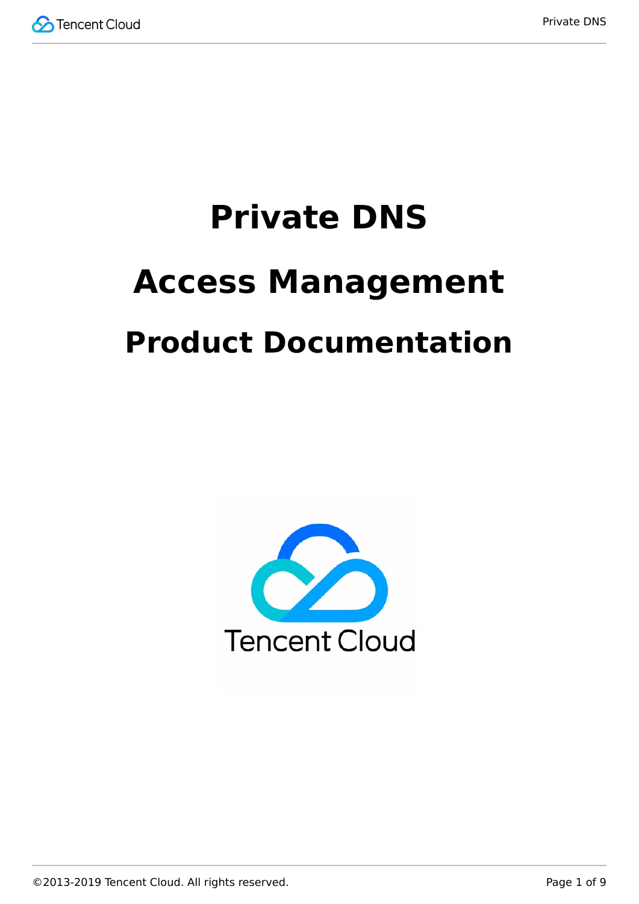# Private DNS

# Access Management

## Product Documentation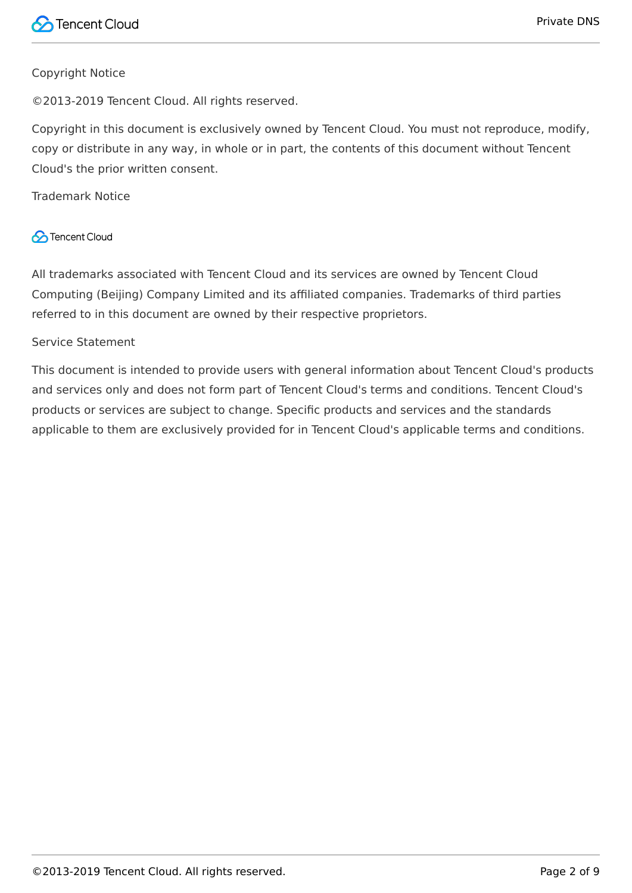Copyright Notice

©2013-2019 Tencent Cloud. All rights reserved.

Copyright in this document is exclusively owned by Tencent Cloud. You must not reproduce, modify, copy or distribute in any way, in whole or in part, the contents of this document without Tencent Cloud's the prior written consent.

Trademark Notice

Tencent Cloud

All trademarks associated with Tencent Cloud and its services are owned by Tencent Cloud Computing (Beijing) Company Limited and its affiliated companies. Trademarks of third parties referred to in this document are owned by their respective proprietors.

Service Statement

This document is intended to provide users with general information about Tencent Cloud's products and services only and does not form part of Tencent Cloud's terms and conditions. Tencent Cloud's products or services are subject to change. Specific products and services and the standards applicable to them are exclusively provided for in Tencent Cloud's applicable terms and conditions.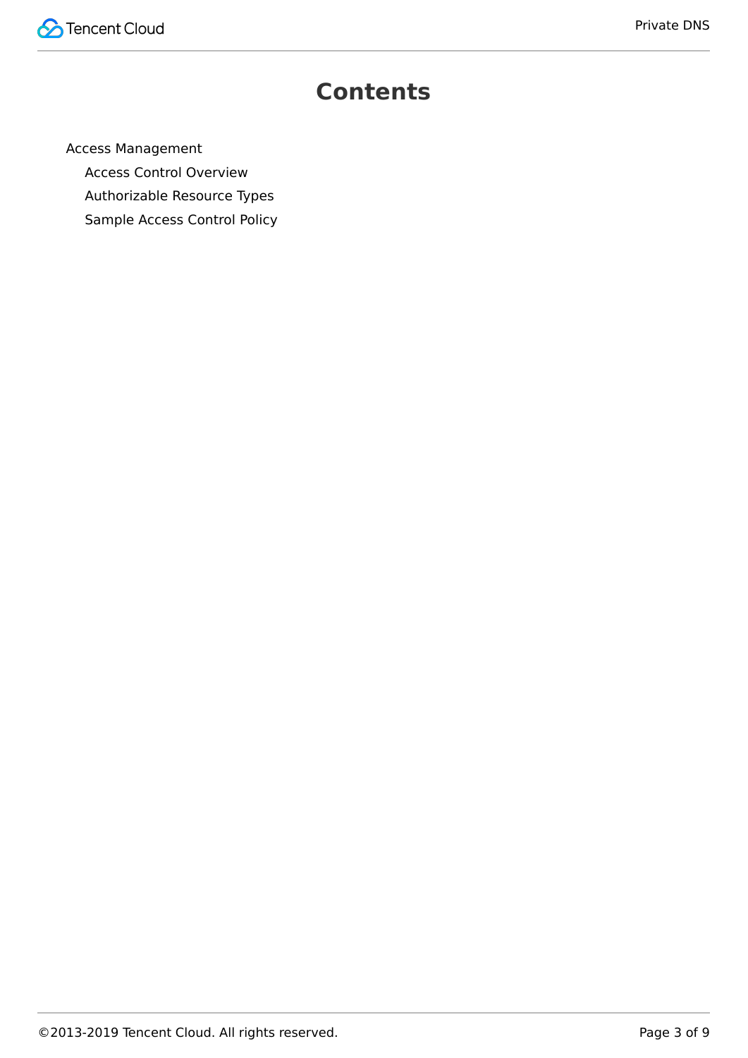# Contents

- Access Management
  - Access Control Overview
  - Authorizable Resource Types
  - Sample Access Control Policy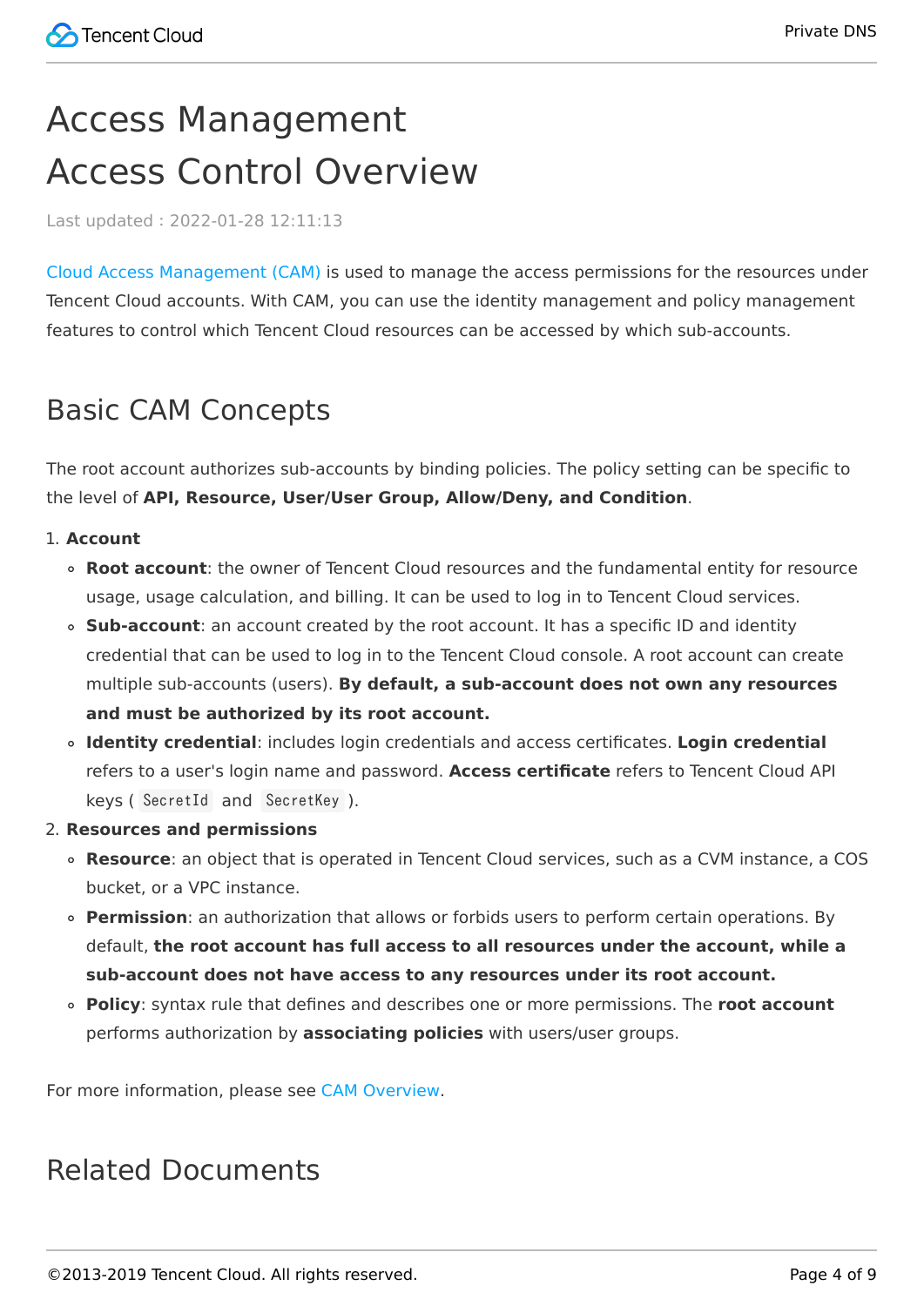# Access Management

# Access Control Overview

Last updated : 2022-01-28 12:11:13

Cloud Access Management (CAM) is used to manage the access permissions for the resources under Tencent Cloud accounts. With CAM, you can use the identity management and policy management features to control which Tencent Cloud resources can be accessed by which sub-accounts.

## Basic CAM Concepts

The root account authorizes sub-accounts by binding policies. The policy setting can be specific to the level of **API, Resource, User/User Group, Allow/Deny, and Condition**.

1. **Account**
   - **Root account**: the owner of Tencent Cloud resources and the fundamental entity for resource usage, usage calculation, and billing. It can be used to log in to Tencent Cloud services.
   - **Sub-account**: an account created by the root account. It has a specific ID and identity credential that can be used to log in to the Tencent Cloud console. A root account can create multiple sub-accounts (users). **By default, a sub-account does not own any resources and must be authorized by its root account.**
   - **Identity credential**: includes login credentials and access certificates. **Login credential** refers to a user's login name and password. **Access certificate** refers to Tencent Cloud API keys ( `SecretId` and `SecretKey` ).
2. **Resources and permissions**
   - **Resource**: an object that is operated in Tencent Cloud services, such as a CVM instance, a COS bucket, or a VPC instance.
   - **Permission**: an authorization that allows or forbids users to perform certain operations. By default, **the root account has full access to all resources under the account, while a sub-account does not have access to any resources under its root account.**
   - **Policy**: syntax rule that defines and describes one or more permissions. The **root account** performs authorization by **associating policies** with users/user groups.

For more information, please see CAM Overview.

## Related Documents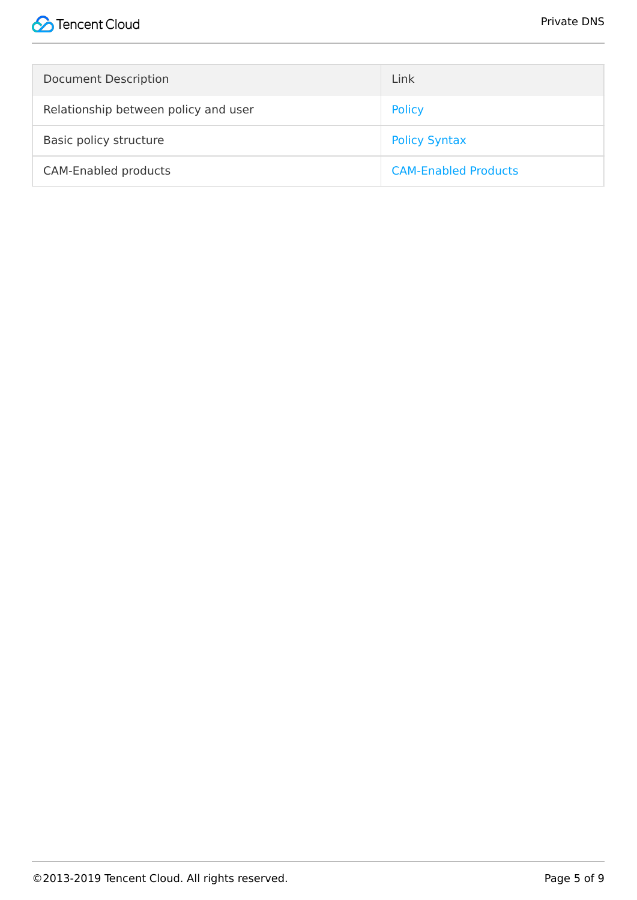| Document Description | Link |
| --- | --- |
| Relationship between policy and user | Policy |
| Basic policy structure | Policy Syntax |
| CAM-Enabled products | CAM-Enabled Products |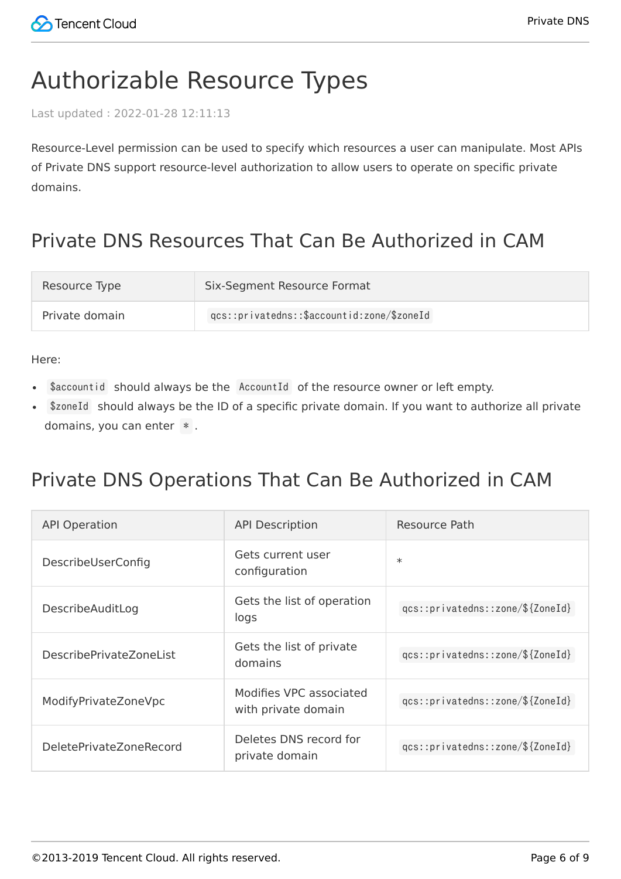# Authorizable Resource Types

Last updated : 2022-01-28 12:11:13

Resource-Level permission can be used to specify which resources a user can manipulate. Most APIs of Private DNS support resource-level authorization to allow users to operate on specific private domains.

## Private DNS Resources That Can Be Authorized in CAM

| Resource Type | Six-Segment Resource Format |
| --- | --- |
| Private domain | `qcs::privatedns::$accountid:zone/$zoneId` |

Here:

- `$accountid` should always be the `AccountId` of the resource owner or left empty.
- `$zoneId` should always be the ID of a specific private domain. If you want to authorize all private domains, you can enter `*`.

## Private DNS Operations That Can Be Authorized in CAM

| API Operation | API Description | Resource Path |
| --- | --- | --- |
| DescribeUserConfig | Gets current user configuration | * |
| DescribeAuditLog | Gets the list of operation logs | `qcs::privatedns::zone/${ZoneId}` |
| DescribePrivateZoneList | Gets the list of private domains | `qcs::privatedns::zone/${ZoneId}` |
| ModifyPrivateZoneVpc | Modifies VPC associated with private domain | `qcs::privatedns::zone/${ZoneId}` |
| DeletePrivateZoneRecord | Deletes DNS record for private domain | `qcs::privatedns::zone/${ZoneId}` |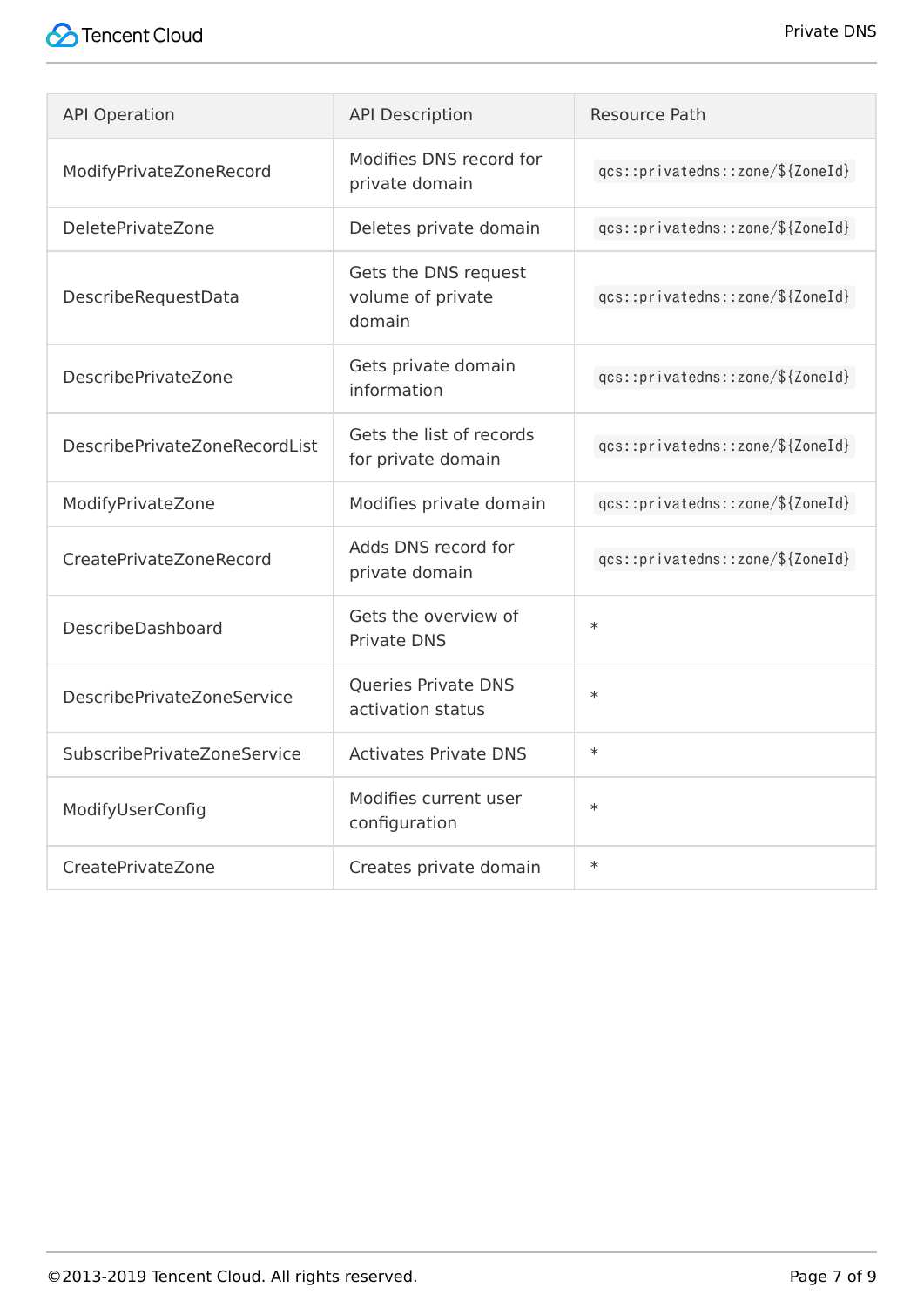| API Operation | API Description | Resource Path |
| --- | --- | --- |
| ModifyPrivateZoneRecord | Modifies DNS record for private domain | `qcs::privatedns::zone/${ZoneId}` |
| DeletePrivateZone | Deletes private domain | `qcs::privatedns::zone/${ZoneId}` |
| DescribeRequestData | Gets the DNS request volume of private domain | `qcs::privatedns::zone/${ZoneId}` |
| DescribePrivateZone | Gets private domain information | `qcs::privatedns::zone/${ZoneId}` |
| DescribePrivateZoneRecordList | Gets the list of records for private domain | `qcs::privatedns::zone/${ZoneId}` |
| ModifyPrivateZone | Modifies private domain | `qcs::privatedns::zone/${ZoneId}` |
| CreatePrivateZoneRecord | Adds DNS record for private domain | `qcs::privatedns::zone/${ZoneId}` |
| DescribeDashboard | Gets the overview of Private DNS | * |
| DescribePrivateZoneService | Queries Private DNS activation status | * |
| SubscribePrivateZoneService | Activates Private DNS | * |
| ModifyUserConfig | Modifies current user configuration | * |
| CreatePrivateZone | Creates private domain | * |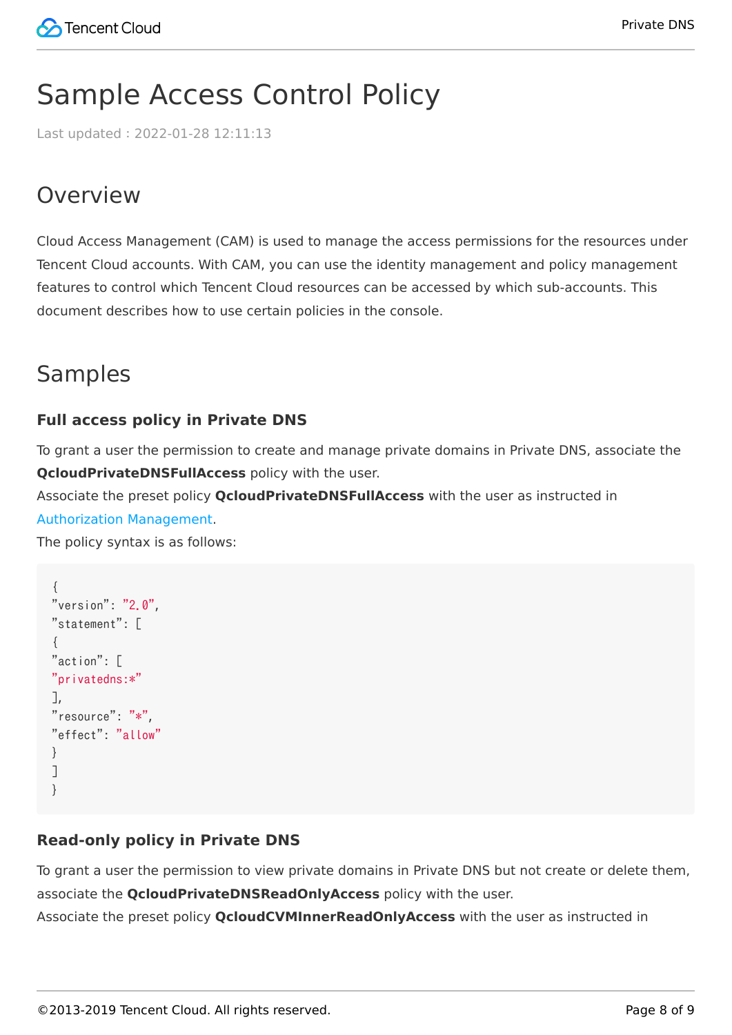# Sample Access Control Policy

Last updated : 2022-01-28 12:11:13

## Overview

Cloud Access Management (CAM) is used to manage the access permissions for the resources under Tencent Cloud accounts. With CAM, you can use the identity management and policy management features to control which Tencent Cloud resources can be accessed by which sub-accounts. This document describes how to use certain policies in the console.

## Samples

### Full access policy in Private DNS

To grant a user the permission to create and manage private domains in Private DNS, associate the **QcloudPrivateDNSFullAccess** policy with the user.

Associate the preset policy **QcloudPrivateDNSFullAccess** with the user as instructed in Authorization Management.

The policy syntax is as follows:

```
{
"version": "2.0",
"statement": [
{
"action": [
"privatedns:*"
],
"resource": "*",
"effect": "allow"
}
]
}
```

### Read-only policy in Private DNS

To grant a user the permission to view private domains in Private DNS but not create or delete them, associate the **QcloudPrivateDNSReadOnlyAccess** policy with the user.

Associate the preset policy **QcloudCVMInnerReadOnlyAccess** with the user as instructed in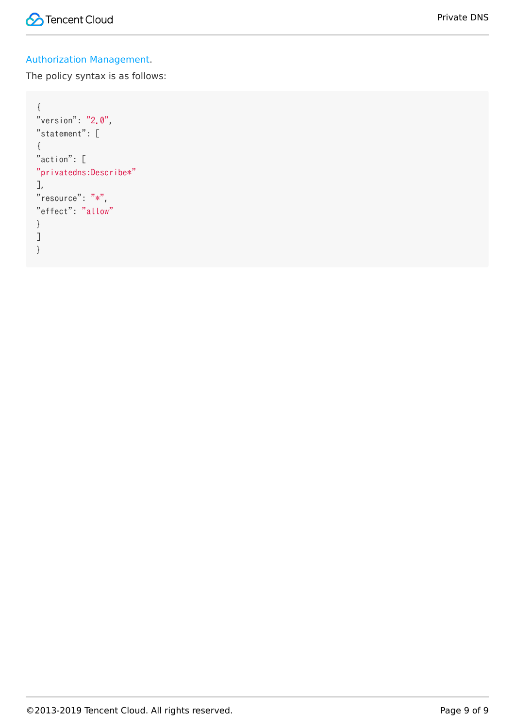Authorization Management.

The policy syntax is as follows:

```
{
"version": "2.0",
"statement": [
{
"action": [
"privatedns:Describe*"
],
"resource": "*",
"effect": "allow"
}
]
}
```